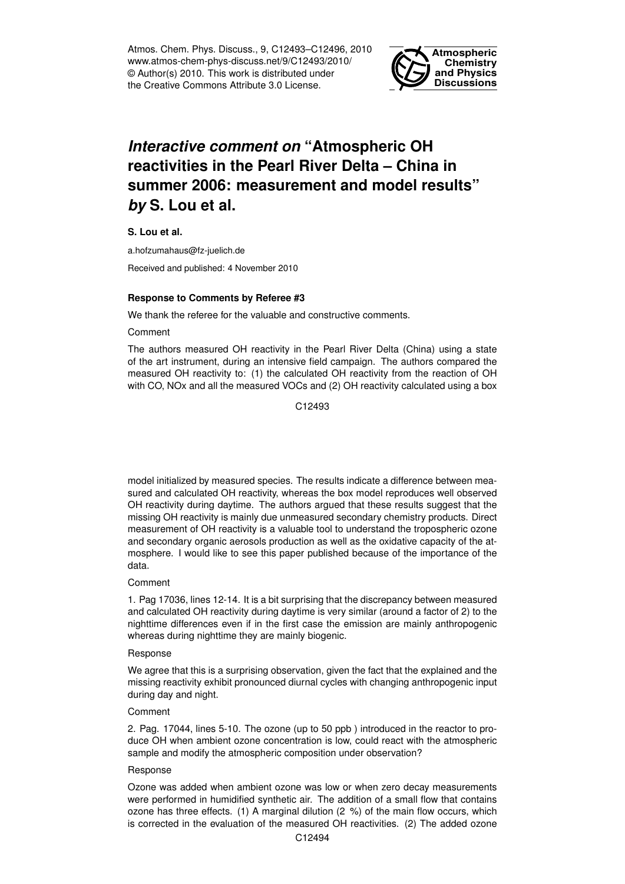# *Interactive comment on* "Atmospheric OH reactivities in the Pearl River Delta – China in summer 2006: measurement and model results" *by* S. Lou et al.

**S. Lou et al.**

a.hofzumahaus@fz-juelich.de

Received and published: 4 November 2010

**Response to Comments by Referee #3**

We thank the referee for the valuable and constructive comments.

Comment

The authors measured OH reactivity in the Pearl River Delta (China) using a state of the art instrument, during an intensive field campaign. The authors compared the measured OH reactivity to: (1) the calculated OH reactivity from the reaction of OH with CO, NOx and all the measured VOCs and (2) OH reactivity calculated using a box model initialized by measured species. The results indicate a difference between measured and calculated OH reactivity, whereas the box model reproduces well observed OH reactivity during daytime. The authors argued that these results suggest that the missing OH reactivity is mainly due unmeasured secondary chemistry products. Direct measurement of OH reactivity is a valuable tool to understand the tropospheric ozone and secondary organic aerosols production as well as the oxidative capacity of the atmosphere. I would like to see this paper published because of the importance of the data.

Comment

1. Pag 17036, lines 12-14. It is a bit surprising that the discrepancy between measured and calculated OH reactivity during daytime is very similar (around a factor of 2) to the nighttime differences even if in the first case the emission are mainly anthropogenic whereas during nighttime they are mainly biogenic.

Response

We agree that this is a surprising observation, given the fact that the explained and the missing reactivity exhibit pronounced diurnal cycles with changing anthropogenic input during day and night.

Comment

2. Pag. 17044, lines 5-10. The ozone (up to 50 ppb ) introduced in the reactor to produce OH when ambient ozone concentration is low, could react with the atmospheric sample and modify the atmospheric composition under observation?

Response

Ozone was added when ambient ozone was low or when zero decay measurements were performed in humidified synthetic air. The addition of a small flow that contains ozone has three effects. (1) A marginal dilution (2 %) of the main flow occurs, which is corrected in the evaluation of the measured OH reactivities. (2) The added ozone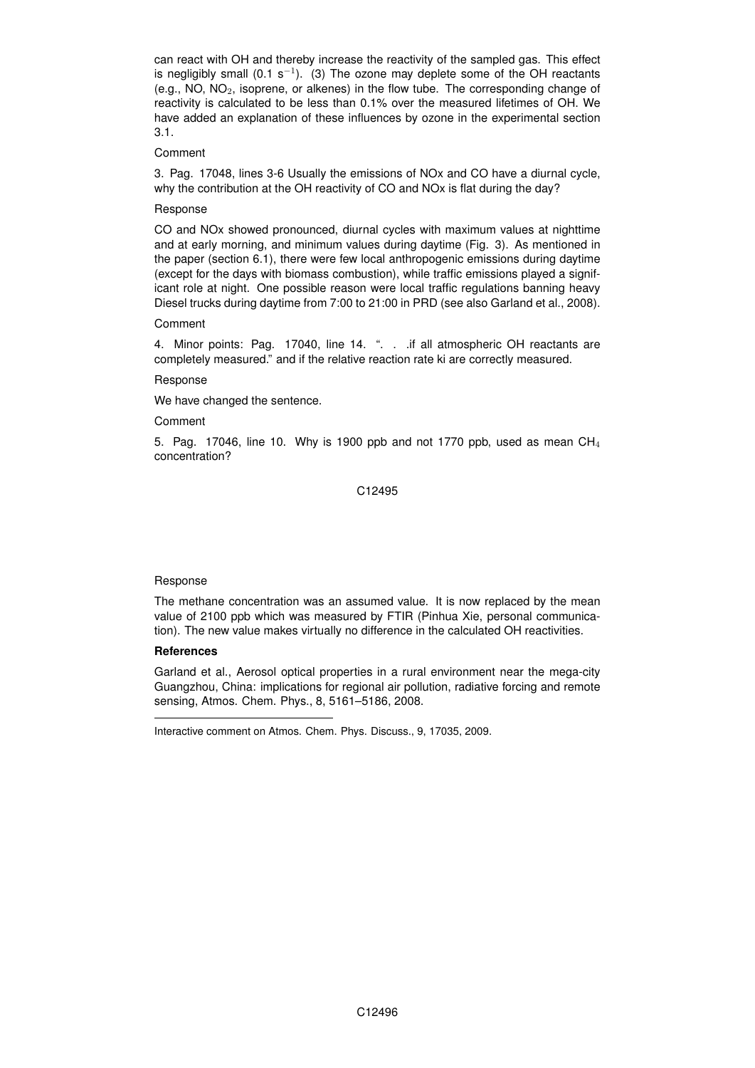can react with OH and thereby increase the reactivity of the sampled gas. This effect is negligibly small (0.1 $s^{-1}$). (3) The ozone may deplete some of the OH reactants (e.g., NO, $NO_2$, isoprene, or alkenes) in the flow tube. The corresponding change of reactivity is calculated to be less than 0.1% over the measured lifetimes of OH. We have added an explanation of these influences by ozone in the experimental section 3.1.

Comment

3. Pag. 17048, lines 3-6 Usually the emissions of NOx and CO have a diurnal cycle, why the contribution at the OH reactivity of CO and NOx is flat during the day?

Response

CO and NOx showed pronounced, diurnal cycles with maximum values at nighttime and at early morning, and minimum values during daytime (Fig. 3). As mentioned in the paper (section 6.1), there were few local anthropogenic emissions during daytime (except for the days with biomass combustion), while traffic emissions played a significant role at night. One possible reason were local traffic regulations banning heavy Diesel trucks during daytime from 7:00 to 21:00 in PRD (see also Garland et al., 2008).

Comment

4. Minor points: Pag. 17040, line 14. ". . .if all atmospheric OH reactants are completely measured." and if the relative reaction rate ki are correctly measured.

Response

We have changed the sentence.

Comment

5. Pag. 17046, line 10. Why is 1900 ppb and not 1770 ppb, used as mean $CH_4$ concentration?

Response

The methane concentration was an assumed value. It is now replaced by the mean value of 2100 ppb which was measured by FTIR (Pinhua Xie, personal communication). The new value makes virtually no difference in the calculated OH reactivities.

**References**

Garland et al., Aerosol optical properties in a rural environment near the mega-city Guangzhou, China: implications for regional air pollution, radiative forcing and remote sensing, Atmos. Chem. Phys., 8, 5161–5186, 2008.

Interactive comment on Atmos. Chem. Phys. Discuss., 9, 17035, 2009.